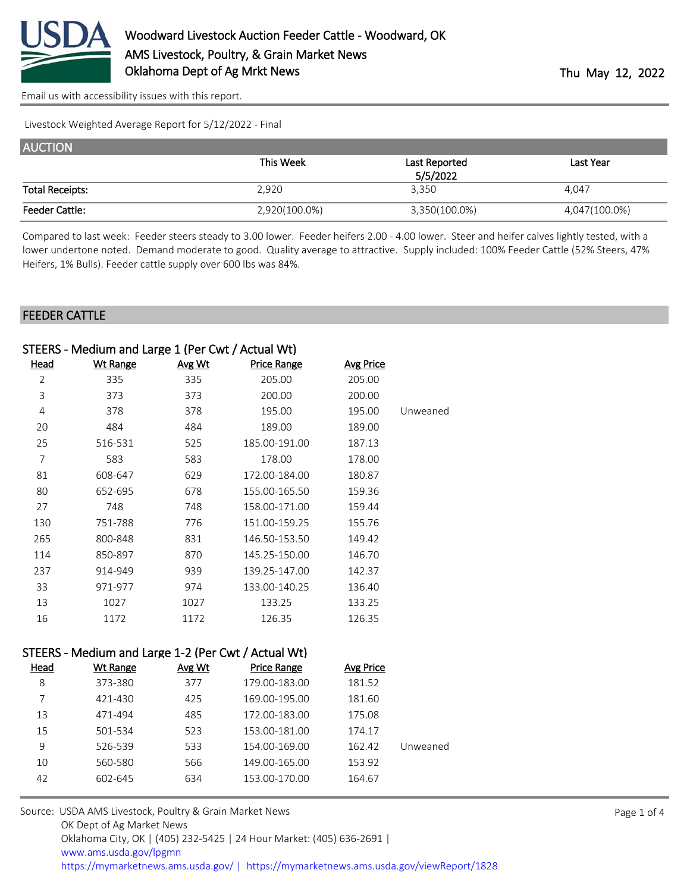# Woodward Livestock Auction Feeder Cattle - Woodward, OK

AMS Livestock, Poultry, & Grain Market News
Oklahoma Dept of Ag Mrkt News

Thu May 12, 2022

Email us with accessibility issues with this report.

Livestock Weighted Average Report for 5/12/2022 - Final

## AUCTION

| | This Week | Last Reported 5/5/2022 | Last Year |
|---|---|---|---|
| Total Receipts: | 2,920 | 3,350 | 4,047 |
| Feeder Cattle: | 2,920(100.0%) | 3,350(100.0%) | 4,047(100.0%) |

Compared to last week: Feeder steers steady to 3.00 lower. Feeder heifers 2.00 - 4.00 lower. Steer and heifer calves lightly tested, with a lower undertone noted. Demand moderate to good. Quality average to attractive. Supply included: 100% Feeder Cattle (52% Steers, 47% Heifers, 1% Bulls). Feeder cattle supply over 600 lbs was 84%.

## FEEDER CATTLE

### STEERS - Medium and Large 1 (Per Cwt / Actual Wt)

| Head | Wt Range | Avg Wt | Price Range | Avg Price | |
|---|---|---|---|---|---|
| 2 | 335 | 335 | 205.00 | 205.00 | |
| 3 | 373 | 373 | 200.00 | 200.00 | |
| 4 | 378 | 378 | 195.00 | 195.00 | Unweaned |
| 20 | 484 | 484 | 189.00 | 189.00 | |
| 25 | 516-531 | 525 | 185.00-191.00 | 187.13 | |
| 7 | 583 | 583 | 178.00 | 178.00 | |
| 81 | 608-647 | 629 | 172.00-184.00 | 180.87 | |
| 80 | 652-695 | 678 | 155.00-165.50 | 159.36 | |
| 27 | 748 | 748 | 158.00-171.00 | 159.44 | |
| 130 | 751-788 | 776 | 151.00-159.25 | 155.76 | |
| 265 | 800-848 | 831 | 146.50-153.50 | 149.42 | |
| 114 | 850-897 | 870 | 145.25-150.00 | 146.70 | |
| 237 | 914-949 | 939 | 139.25-147.00 | 142.37 | |
| 33 | 971-977 | 974 | 133.00-140.25 | 136.40 | |
| 13 | 1027 | 1027 | 133.25 | 133.25 | |
| 16 | 1172 | 1172 | 126.35 | 126.35 | |

### STEERS - Medium and Large 1-2 (Per Cwt / Actual Wt)

| Head | Wt Range | Avg Wt | Price Range | Avg Price | |
|---|---|---|---|---|---|
| 8 | 373-380 | 377 | 179.00-183.00 | 181.52 | |
| 7 | 421-430 | 425 | 169.00-195.00 | 181.60 | |
| 13 | 471-494 | 485 | 172.00-183.00 | 175.08 | |
| 15 | 501-534 | 523 | 153.00-181.00 | 174.17 | |
| 9 | 526-539 | 533 | 154.00-169.00 | 162.42 | Unweaned |
| 10 | 560-580 | 566 | 149.00-165.00 | 153.92 | |
| 42 | 602-645 | 634 | 153.00-170.00 | 164.67 | |

Source: USDA AMS Livestock, Poultry & Grain Market News
OK Dept of Ag Market News
Oklahoma City, OK | (405) 232-5425 | 24 Hour Market: (405) 636-2691 |
www.ams.usda.gov/lpgmn
https://mymarketnews.ams.usda.gov/ | https://mymarketnews.ams.usda.gov/viewReport/1828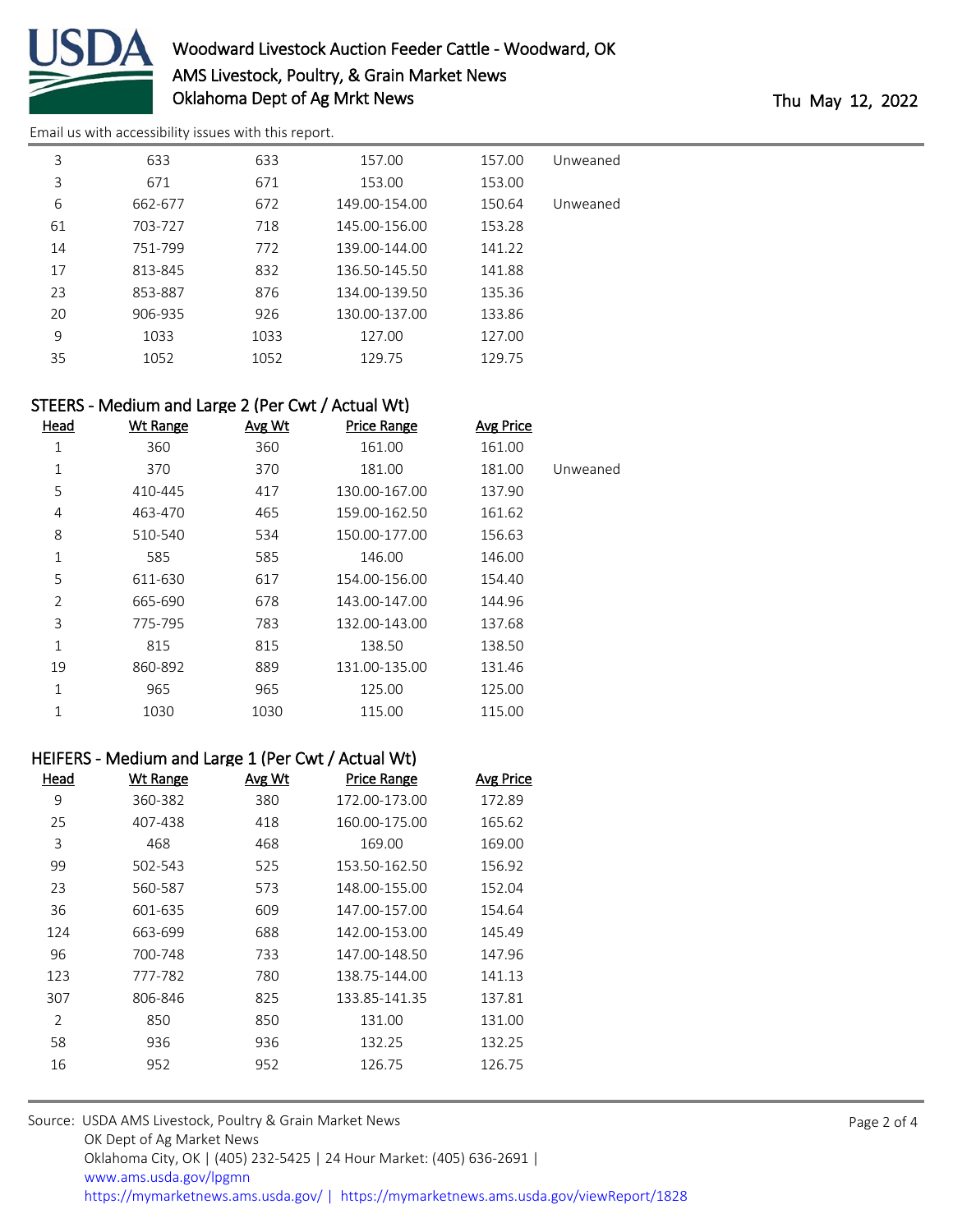| Head | Wt Range | Avg Wt | Price Range | Avg Price | |
|---|---|---|---|---|---|
| 3 | 633 | 633 | 157.00 | 157.00 | Unweaned |
| 3 | 671 | 671 | 153.00 | 153.00 | |
| 6 | 662-677 | 672 | 149.00-154.00 | 150.64 | Unweaned |
| 61 | 703-727 | 718 | 145.00-156.00 | 153.28 | |
| 14 | 751-799 | 772 | 139.00-144.00 | 141.22 | |
| 17 | 813-845 | 832 | 136.50-145.50 | 141.88 | |
| 23 | 853-887 | 876 | 134.00-139.50 | 135.36 | |
| 20 | 906-935 | 926 | 130.00-137.00 | 133.86 | |
| 9 | 1033 | 1033 | 127.00 | 127.00 | |
| 35 | 1052 | 1052 | 129.75 | 129.75 | |

## STEERS - Medium and Large 2 (Per Cwt / Actual Wt)

| Head | Wt Range | Avg Wt | Price Range | Avg Price | |
|---|---|---|---|---|---|
| 1 | 360 | 360 | 161.00 | 161.00 | |
| 1 | 370 | 370 | 181.00 | 181.00 | Unweaned |
| 5 | 410-445 | 417 | 130.00-167.00 | 137.90 | |
| 4 | 463-470 | 465 | 159.00-162.50 | 161.62 | |
| 8 | 510-540 | 534 | 150.00-177.00 | 156.63 | |
| 1 | 585 | 585 | 146.00 | 146.00 | |
| 5 | 611-630 | 617 | 154.00-156.00 | 154.40 | |
| 2 | 665-690 | 678 | 143.00-147.00 | 144.96 | |
| 3 | 775-795 | 783 | 132.00-143.00 | 137.68 | |
| 1 | 815 | 815 | 138.50 | 138.50 | |
| 19 | 860-892 | 889 | 131.00-135.00 | 131.46 | |
| 1 | 965 | 965 | 125.00 | 125.00 | |
| 1 | 1030 | 1030 | 115.00 | 115.00 | |

## HEIFERS - Medium and Large 1 (Per Cwt / Actual Wt)

| Head | Wt Range | Avg Wt | Price Range | Avg Price |
|---|---|---|---|---|
| 9 | 360-382 | 380 | 172.00-173.00 | 172.89 |
| 25 | 407-438 | 418 | 160.00-175.00 | 165.62 |
| 3 | 468 | 468 | 169.00 | 169.00 |
| 99 | 502-543 | 525 | 153.50-162.50 | 156.92 |
| 23 | 560-587 | 573 | 148.00-155.00 | 152.04 |
| 36 | 601-635 | 609 | 147.00-157.00 | 154.64 |
| 124 | 663-699 | 688 | 142.00-153.00 | 145.49 |
| 96 | 700-748 | 733 | 147.00-148.50 | 147.96 |
| 123 | 777-782 | 780 | 138.75-144.00 | 141.13 |
| 307 | 806-846 | 825 | 133.85-141.35 | 137.81 |
| 2 | 850 | 850 | 131.00 | 131.00 |
| 58 | 936 | 936 | 132.25 | 132.25 |
| 16 | 952 | 952 | 126.75 | 126.75 |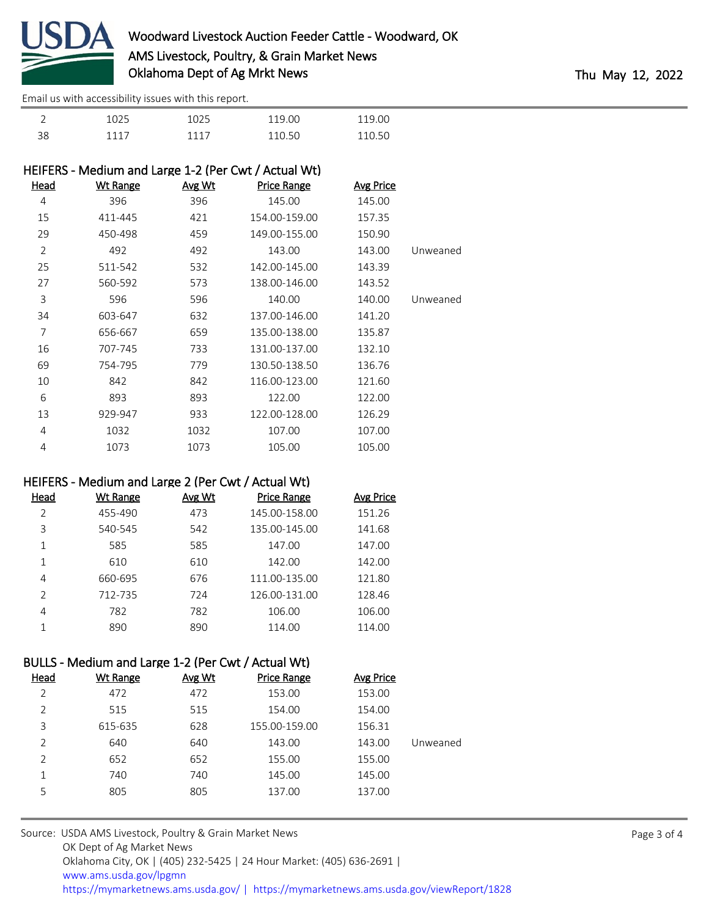| | | | | | |
|---|---|---|---|---|---|
| 2 | 1025 | 1025 | 119.00 | 119.00 | |
| 38 | 1117 | 1117 | 110.50 | 110.50 | |

## HEIFERS - Medium and Large 1-2 (Per Cwt / Actual Wt)

| Head | Wt Range | Avg Wt | Price Range | Avg Price | |
|---|---|---|---|---|---|
| 4 | 396 | 396 | 145.00 | 145.00 | |
| 15 | 411-445 | 421 | 154.00-159.00 | 157.35 | |
| 29 | 450-498 | 459 | 149.00-155.00 | 150.90 | |
| 2 | 492 | 492 | 143.00 | 143.00 | Unweaned |
| 25 | 511-542 | 532 | 142.00-145.00 | 143.39 | |
| 27 | 560-592 | 573 | 138.00-146.00 | 143.52 | |
| 3 | 596 | 596 | 140.00 | 140.00 | Unweaned |
| 34 | 603-647 | 632 | 137.00-146.00 | 141.20 | |
| 7 | 656-667 | 659 | 135.00-138.00 | 135.87 | |
| 16 | 707-745 | 733 | 131.00-137.00 | 132.10 | |
| 69 | 754-795 | 779 | 130.50-138.50 | 136.76 | |
| 10 | 842 | 842 | 116.00-123.00 | 121.60 | |
| 6 | 893 | 893 | 122.00 | 122.00 | |
| 13 | 929-947 | 933 | 122.00-128.00 | 126.29 | |
| 4 | 1032 | 1032 | 107.00 | 107.00 | |
| 4 | 1073 | 1073 | 105.00 | 105.00 | |

## HEIFERS - Medium and Large 2 (Per Cwt / Actual Wt)

| Head | Wt Range | Avg Wt | Price Range | Avg Price |
|---|---|---|---|---|
| 2 | 455-490 | 473 | 145.00-158.00 | 151.26 |
| 3 | 540-545 | 542 | 135.00-145.00 | 141.68 |
| 1 | 585 | 585 | 147.00 | 147.00 |
| 1 | 610 | 610 | 142.00 | 142.00 |
| 4 | 660-695 | 676 | 111.00-135.00 | 121.80 |
| 2 | 712-735 | 724 | 126.00-131.00 | 128.46 |
| 4 | 782 | 782 | 106.00 | 106.00 |
| 1 | 890 | 890 | 114.00 | 114.00 |

## BULLS - Medium and Large 1-2 (Per Cwt / Actual Wt)

| Head | Wt Range | Avg Wt | Price Range | Avg Price | |
|---|---|---|---|---|---|
| 2 | 472 | 472 | 153.00 | 153.00 | |
| 2 | 515 | 515 | 154.00 | 154.00 | |
| 3 | 615-635 | 628 | 155.00-159.00 | 156.31 | |
| 2 | 640 | 640 | 143.00 | 143.00 | Unweaned |
| 2 | 652 | 652 | 155.00 | 155.00 | |
| 1 | 740 | 740 | 145.00 | 145.00 | |
| 5 | 805 | 805 | 137.00 | 137.00 | |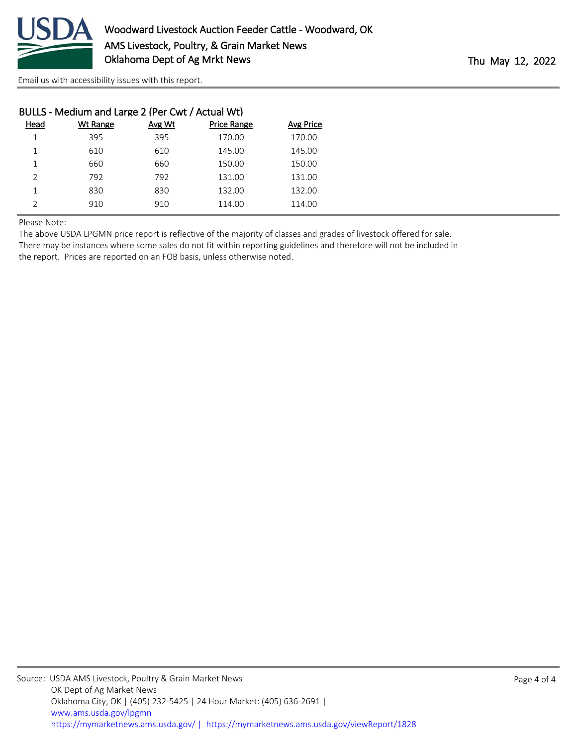## BULLS - Medium and Large 2 (Per Cwt / Actual Wt)

| Head | Wt Range | Avg Wt | Price Range | Avg Price |
|---|---|---|---|---|
| 1 | 395 | 395 | 170.00 | 170.00 |
| 1 | 610 | 610 | 145.00 | 145.00 |
| 1 | 660 | 660 | 150.00 | 150.00 |
| 2 | 792 | 792 | 131.00 | 131.00 |
| 1 | 830 | 830 | 132.00 | 132.00 |
| 2 | 910 | 910 | 114.00 | 114.00 |

Please Note:

The above USDA LPGMN price report is reflective of the majority of classes and grades of livestock offered for sale. There may be instances where some sales do not fit within reporting guidelines and therefore will not be included in the report. Prices are reported on an FOB basis, unless otherwise noted.

Source: USDA AMS Livestock, Poultry & Grain Market News
OK Dept of Ag Market News
Oklahoma City, OK | (405) 232-5425 | 24 Hour Market: (405) 636-2691 |
www.ams.usda.gov/lpgmn
https://mymarketnews.ams.usda.gov/ | https://mymarketnews.ams.usda.gov/viewReport/1828